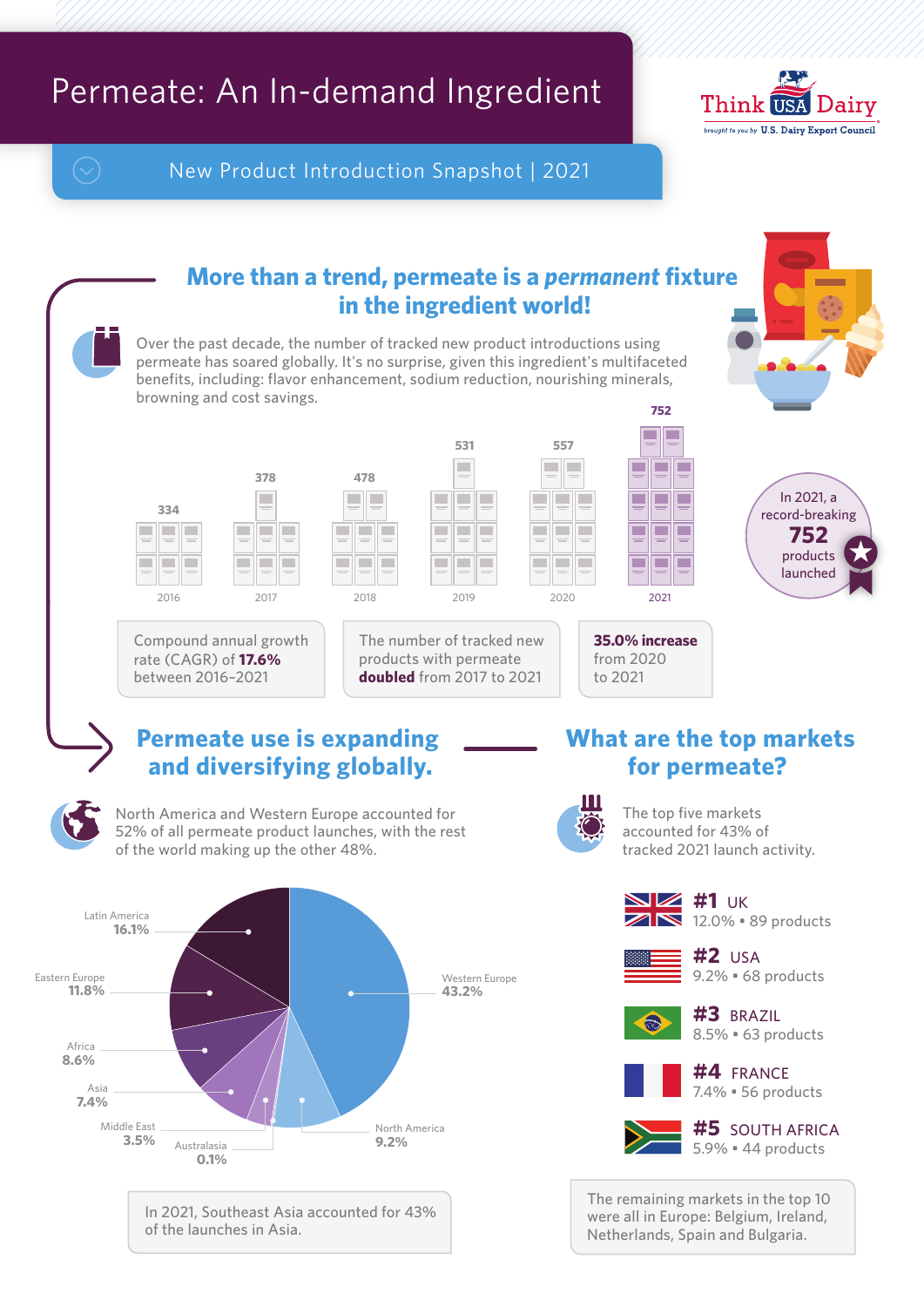# Permeate: An In-demand Ingredient

Think USA Dairy — brought to you by U.S. Dairy Export Council

## New Product Introduction Snapshot | 2021

## More than a trend, permeate is a *permanent* fixture in the ingredient world!

Over the past decade, the number of tracked new product introductions using permeate has soared globally. It's no surprise, given this ingredient's multifaceted benefits, including: flavor enhancement, sodium reduction, nourishing minerals, browning and cost savings.

| Year | Products |
|---|---|
| 2016 | 334 |
| 2017 | 378 |
| 2018 | 478 |
| 2019 | 531 |
| 2020 | 557 |
| 2021 | 752 |

In 2021, a record-breaking **752** products launched

- Compound annual growth rate (CAGR) of **17.6%** between 2016–2021
- The number of tracked new products with permeate **doubled** from 2017 to 2021
- **35.0% increase** from 2020 to 2021

## Permeate use is expanding and diversifying globally.

North America and Western Europe accounted for 52% of all permeate product launches, with the rest of the world making up the other 48%.

| Region | Share |
|---|---|
| Western Europe | 43.2% |
| North America | 9.2% |
| Australasia | 0.1% |
| Middle East | 3.5% |
| Asia | 7.4% |
| Africa | 8.6% |
| Eastern Europe | 11.8% |
| Latin America | 16.1% |

In 2021, Southeast Asia accounted for 43% of the launches in Asia.

## What are the top markets for permeate?

The top five markets accounted for 43% of tracked 2021 launch activity.

- **#1** UK — 12.0% • 89 products
- **#2** USA — 9.2% • 68 products
- **#3** BRAZIL — 8.5% • 63 products
- **#4** FRANCE — 7.4% • 56 products
- **#5** SOUTH AFRICA — 5.9% • 44 products

The remaining markets in the top 10 were all in Europe: Belgium, Ireland, Netherlands, Spain and Bulgaria.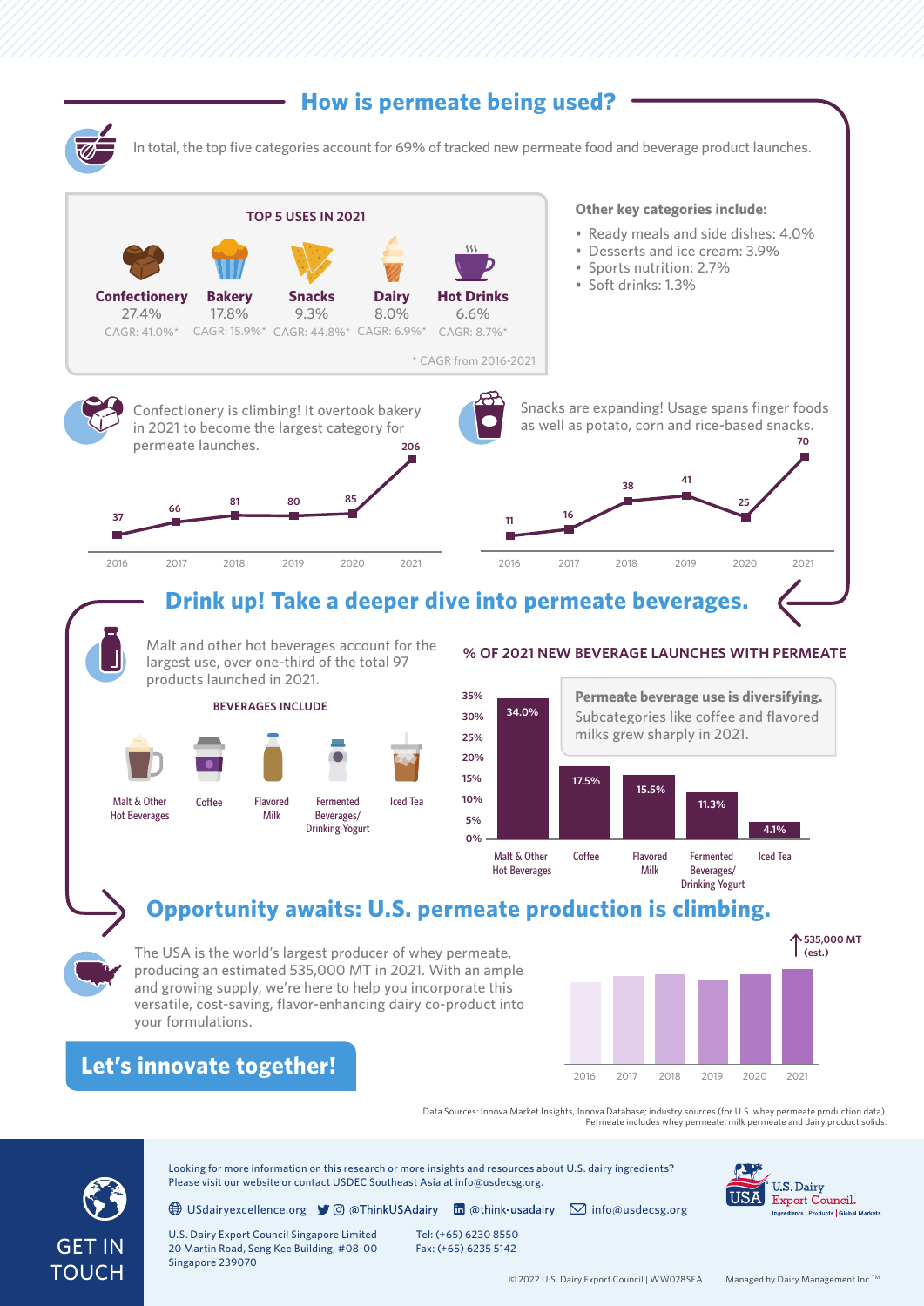## How is permeate being used?

In total, the top five categories account for 69% of tracked new permeate food and beverage product launches.

### TOP 5 USES IN 2021

**Confectionery**
27.4%
CAGR: 41.0%*

**Bakery**
17.8%
CAGR: 15.9%*

**Snacks**
9.3%
CAGR: 44.8%*

**Dairy**
8.0%
CAGR: 6.9%*

**Hot Drinks**
6.6%
CAGR: 8.7%*

\* CAGR from 2016-2021

**Other key categories include:**

- Ready meals and side dishes: 4.0%
- Desserts and ice cream: 3.9%
- Sports nutrition: 2.7%
- Soft drinks: 1.3%

Confectionery is climbing! It overtook bakery in 2021 to become the largest category for permeate launches.

37, 66, 81, 80, 85, 206

2016, 2017, 2018, 2019, 2020, 2021

Snacks are expanding! Usage spans finger foods as well as potato, corn and rice-based snacks.

11, 16, 38, 41, 25, 70

2016, 2017, 2018, 2019, 2020, 2021

## Drink up! Take a deeper dive into permeate beverages.

Malt and other hot beverages account for the largest use, over one-third of the total 97 products launched in 2021.

**BEVERAGES INCLUDE**

Malt & Other Hot Beverages, Coffee, Flavored Milk, Fermented Beverages/ Drinking Yogurt, Iced Tea

### % OF 2021 NEW BEVERAGE LAUNCHES WITH PERMEATE

0%, 5%, 10%, 15%, 20%, 25%, 30%, 35%

Malt & Other Hot Beverages: 34.0%
Coffee: 17.5%
Flavored Milk: 15.5%
Fermented Beverages/ Drinking Yogurt: 11.3%
Iced Tea: 4.1%

**Permeate beverage use is diversifying.** Subcategories like coffee and flavored milks grew sharply in 2021.

## Opportunity awaits: U.S. permeate production is climbing.

The USA is the world's largest producer of whey permeate, producing an estimated 535,000 MT in 2021. With an ample and growing supply, we're here to help you incorporate this versatile, cost-saving, flavor-enhancing dairy co-product into your formulations.

535,000 MT (est.)

2016, 2017, 2018, 2019, 2020, 2021

**Let's innovate together!**

Data Sources: Innova Market Insights, Innova Database; industry sources (for U.S. whey permeate production data).
Permeate includes whey permeate, milk permeate and dairy product solids.

GET IN TOUCH

Looking for more information on this research or more insights and resources about U.S. dairy ingredients?
Please visit our website or contact USDEC Southeast Asia at info@usdecsg.org.

USdairyexcellence.org | @ThinkUSAdairy | @think-usadairy | info@usdecsg.org

U.S. Dairy Export Council Singapore Limited
20 Martin Road, Seng Kee Building, #08-00
Singapore 239070

Tel: (+65) 6230 8550
Fax: (+65) 6235 5142

U.S. Dairy Export Council. Ingredients | Products | Global Markets

© 2022 U.S. Dairy Export Council | WW028SEA

Managed by Dairy Management Inc.™